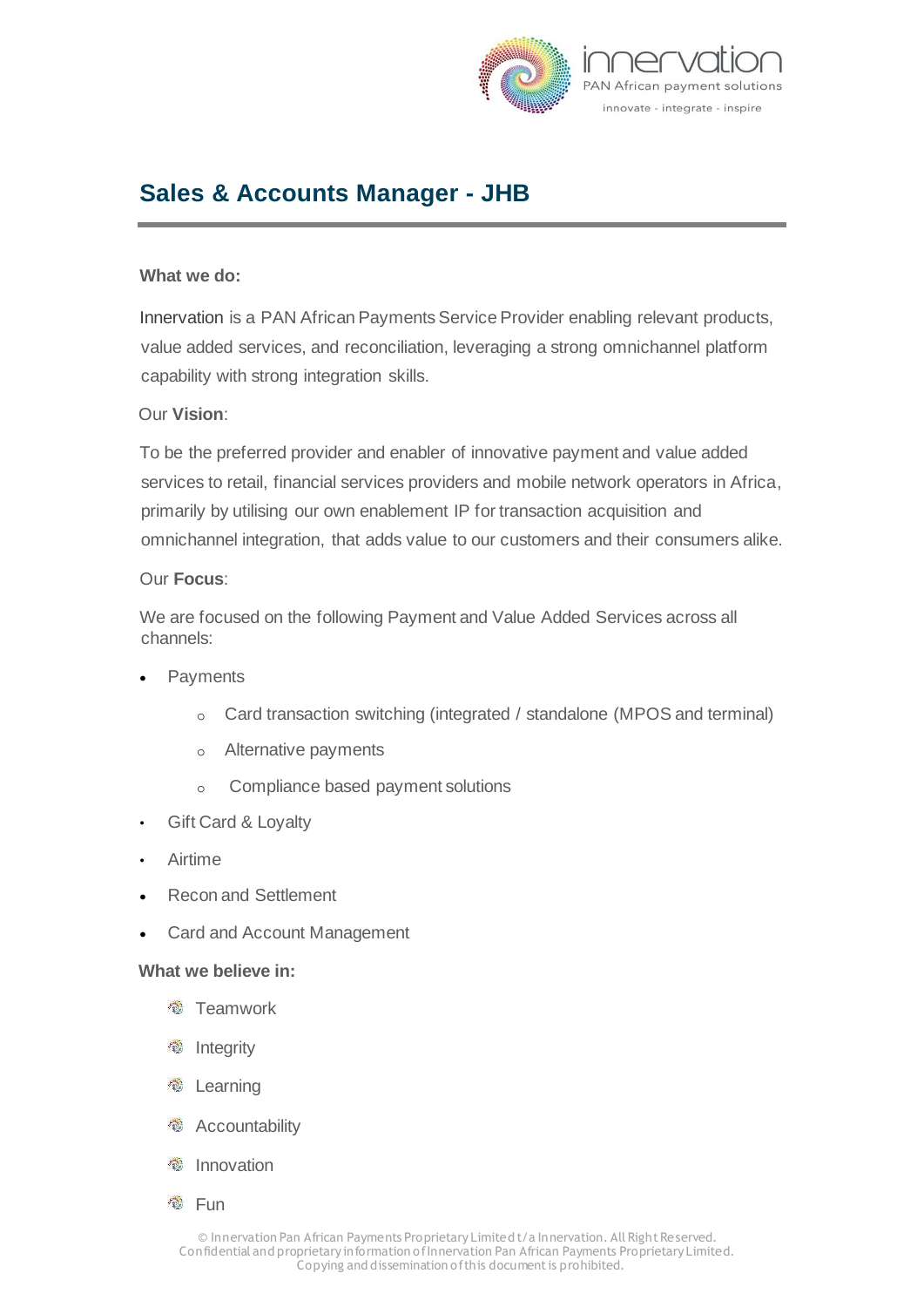# Sales & Accounts Manager - JHB

**What we do:**

Innervation is a PAN African Payments Service Provider enabling relevant products, value added services, and reconciliation, leveraging a strong omnichannel platform capability with strong integration skills.

Our **Vision**:

To be the preferred provider and enabler of innovative payment and value added services to retail, financial services providers and mobile network operators in Africa, primarily by utilising our own enablement IP for transaction acquisition and omnichannel integration, that adds value to our customers and their consumers alike.

Our **Focus**:

We are focused on the following Payment and Value Added Services across all channels:

- Payments
  - Card transaction switching (integrated / standalone (MPOS and terminal)
  - Alternative payments
  - Compliance based payment solutions
- Gift Card & Loyalty
- Airtime
- Recon and Settlement
- Card and Account Management

**What we believe in:**

- Teamwork
- Integrity
- Learning
- Accountability
- Innovation
- Fun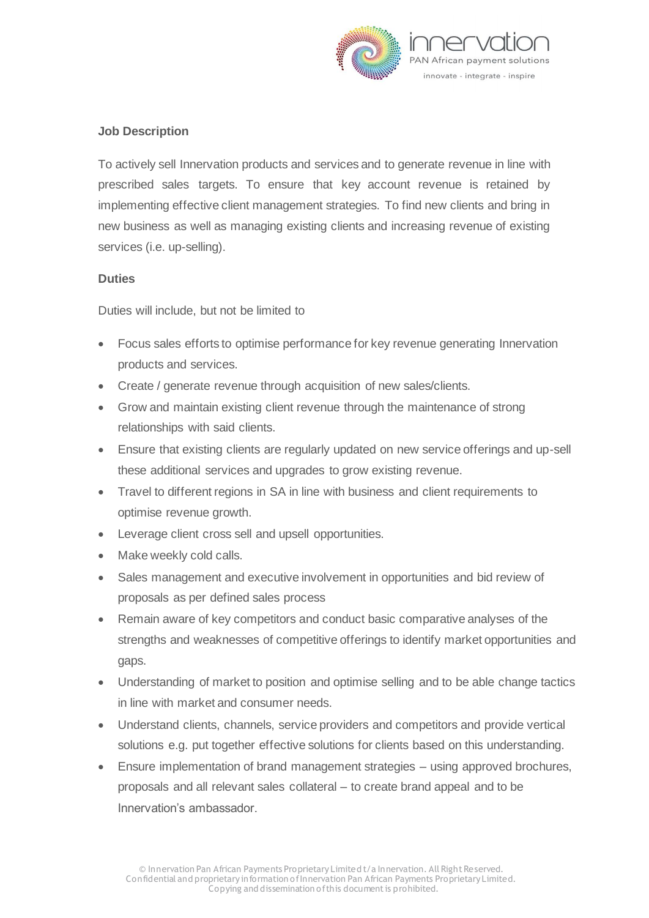**Job Description**

To actively sell Innervation products and services and to generate revenue in line with prescribed sales targets. To ensure that key account revenue is retained by implementing effective client management strategies. To find new clients and bring in new business as well as managing existing clients and increasing revenue of existing services (i.e. up-selling).

**Duties**

Duties will include, but not be limited to

- Focus sales efforts to optimise performance for key revenue generating Innervation products and services.
- Create / generate revenue through acquisition of new sales/clients.
- Grow and maintain existing client revenue through the maintenance of strong relationships with said clients.
- Ensure that existing clients are regularly updated on new service offerings and up-sell these additional services and upgrades to grow existing revenue.
- Travel to different regions in SA in line with business and client requirements to optimise revenue growth.
- Leverage client cross sell and upsell opportunities.
- Make weekly cold calls.
- Sales management and executive involvement in opportunities and bid review of proposals as per defined sales process
- Remain aware of key competitors and conduct basic comparative analyses of the strengths and weaknesses of competitive offerings to identify market opportunities and gaps.
- Understanding of market to position and optimise selling and to be able change tactics in line with market and consumer needs.
- Understand clients, channels, service providers and competitors and provide vertical solutions e.g. put together effective solutions for clients based on this understanding.
- Ensure implementation of brand management strategies – using approved brochures, proposals and all relevant sales collateral – to create brand appeal and to be Innervation's ambassador.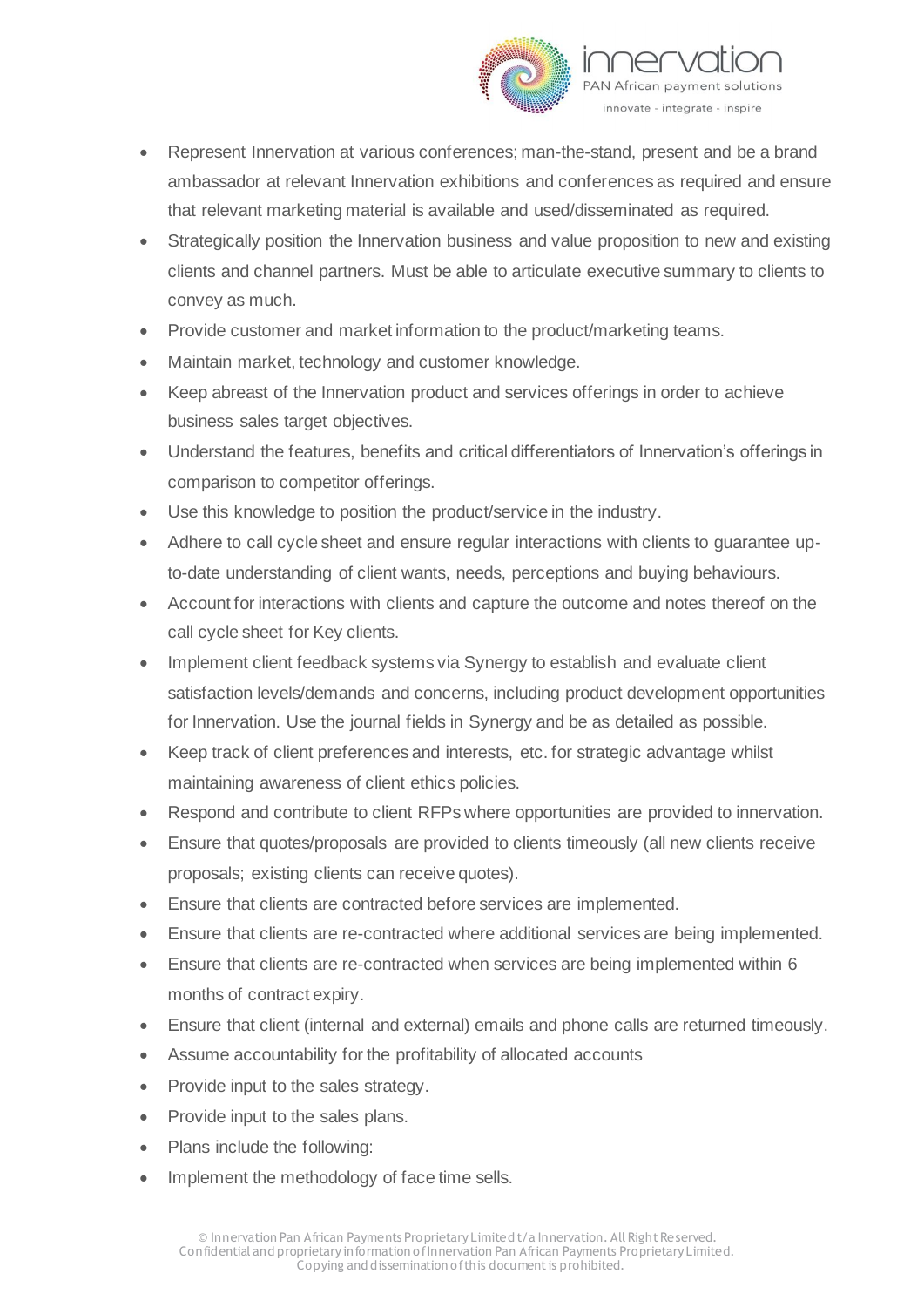- Represent Innervation at various conferences; man-the-stand, present and be a brand ambassador at relevant Innervation exhibitions and conferences as required and ensure that relevant marketing material is available and used/disseminated as required.
- Strategically position the Innervation business and value proposition to new and existing clients and channel partners. Must be able to articulate executive summary to clients to convey as much.
- Provide customer and market information to the product/marketing teams.
- Maintain market, technology and customer knowledge.
- Keep abreast of the Innervation product and services offerings in order to achieve business sales target objectives.
- Understand the features, benefits and critical differentiators of Innervation's offerings in comparison to competitor offerings.
- Use this knowledge to position the product/service in the industry.
- Adhere to call cycle sheet and ensure regular interactions with clients to guarantee up-to-date understanding of client wants, needs, perceptions and buying behaviours.
- Account for interactions with clients and capture the outcome and notes thereof on the call cycle sheet for Key clients.
- Implement client feedback systems via Synergy to establish and evaluate client satisfaction levels/demands and concerns, including product development opportunities for Innervation. Use the journal fields in Synergy and be as detailed as possible.
- Keep track of client preferences and interests, etc. for strategic advantage whilst maintaining awareness of client ethics policies.
- Respond and contribute to client RFPs where opportunities are provided to innervation.
- Ensure that quotes/proposals are provided to clients timeously (all new clients receive proposals; existing clients can receive quotes).
- Ensure that clients are contracted before services are implemented.
- Ensure that clients are re-contracted where additional services are being implemented.
- Ensure that clients are re-contracted when services are being implemented within 6 months of contract expiry.
- Ensure that client (internal and external) emails and phone calls are returned timeously.
- Assume accountability for the profitability of allocated accounts
- Provide input to the sales strategy.
- Provide input to the sales plans.
- Plans include the following:
- Implement the methodology of face time sells.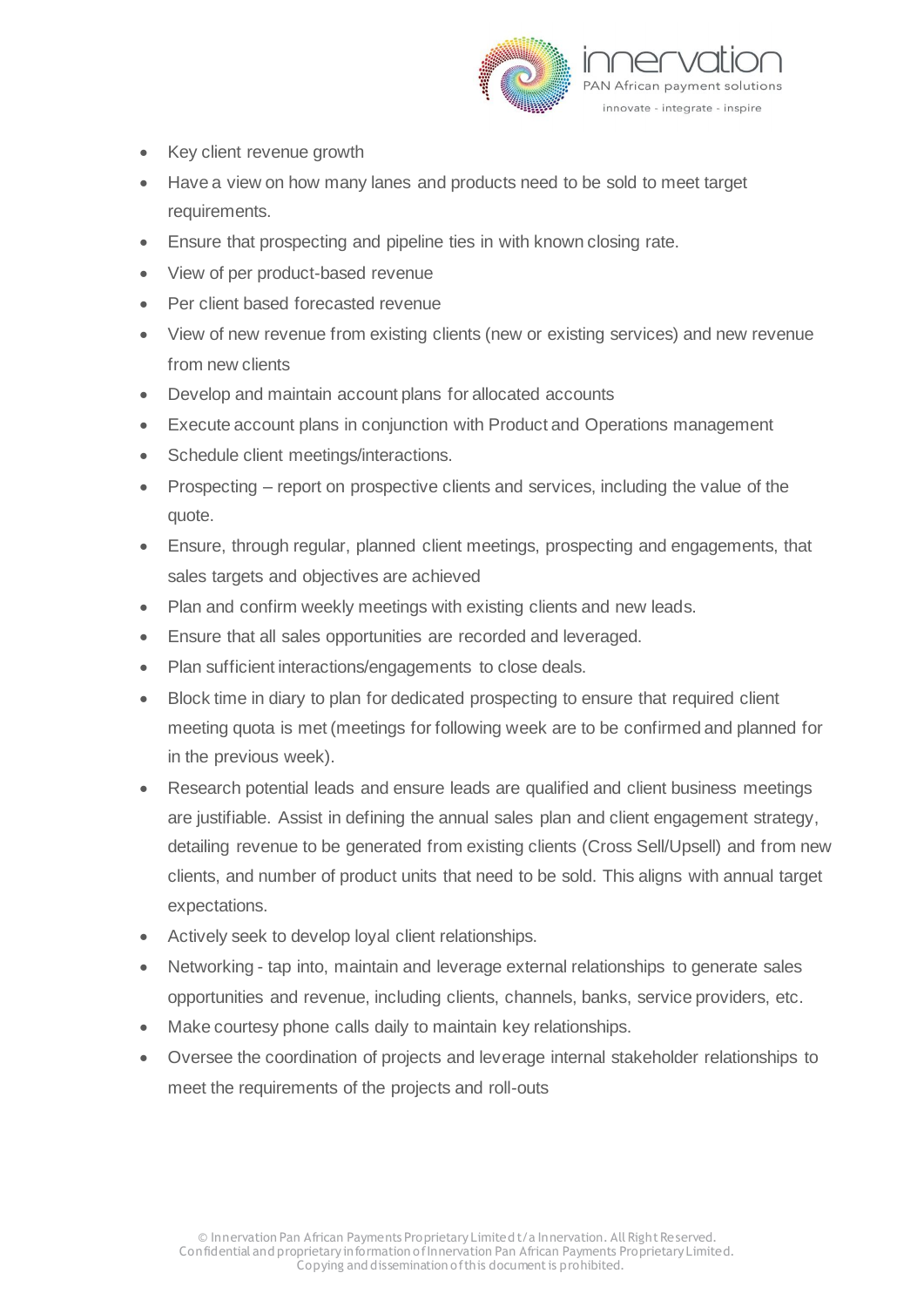- Key client revenue growth
- Have a view on how many lanes and products need to be sold to meet target requirements.
- Ensure that prospecting and pipeline ties in with known closing rate.
- View of per product-based revenue
- Per client based forecasted revenue
- View of new revenue from existing clients (new or existing services) and new revenue from new clients
- Develop and maintain account plans for allocated accounts
- Execute account plans in conjunction with Product and Operations management
- Schedule client meetings/interactions.
- Prospecting – report on prospective clients and services, including the value of the quote.
- Ensure, through regular, planned client meetings, prospecting and engagements, that sales targets and objectives are achieved
- Plan and confirm weekly meetings with existing clients and new leads.
- Ensure that all sales opportunities are recorded and leveraged.
- Plan sufficient interactions/engagements to close deals.
- Block time in diary to plan for dedicated prospecting to ensure that required client meeting quota is met (meetings for following week are to be confirmed and planned for in the previous week).
- Research potential leads and ensure leads are qualified and client business meetings are justifiable. Assist in defining the annual sales plan and client engagement strategy, detailing revenue to be generated from existing clients (Cross Sell/Upsell) and from new clients, and number of product units that need to be sold. This aligns with annual target expectations.
- Actively seek to develop loyal client relationships.
- Networking - tap into, maintain and leverage external relationships to generate sales opportunities and revenue, including clients, channels, banks, service providers, etc.
- Make courtesy phone calls daily to maintain key relationships.
- Oversee the coordination of projects and leverage internal stakeholder relationships to meet the requirements of the projects and roll-outs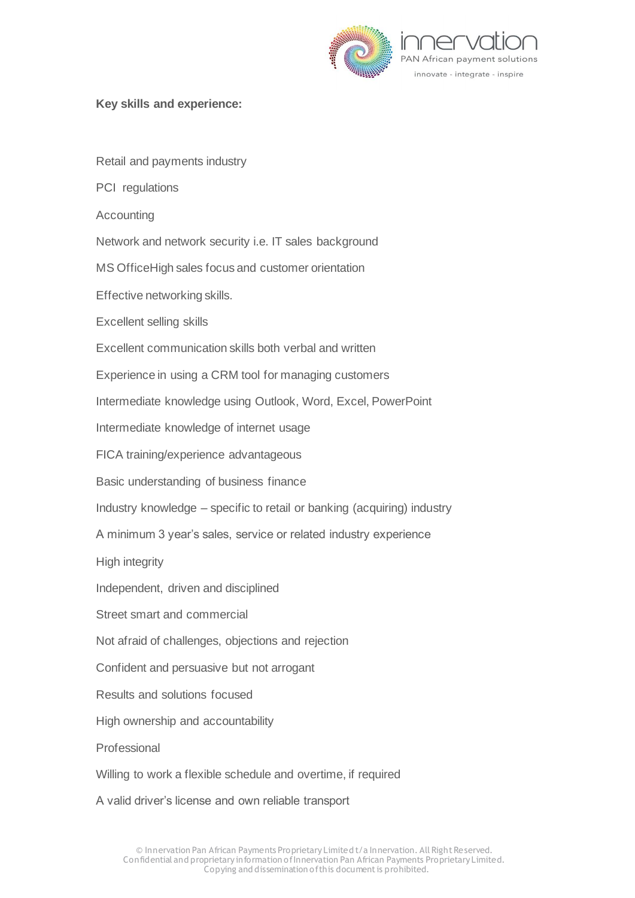**Key skills and experience:**

Retail and payments industry

PCI regulations

Accounting

Network and network security i.e. IT sales background

MS OfficeHigh sales focus and customer orientation

Effective networking skills.

Excellent selling skills

Excellent communication skills both verbal and written

Experience in using a CRM tool for managing customers

Intermediate knowledge using Outlook, Word, Excel, PowerPoint

Intermediate knowledge of internet usage

FICA training/experience advantageous

Basic understanding of business finance

Industry knowledge – specific to retail or banking (acquiring) industry

A minimum 3 year's sales, service or related industry experience

High integrity

Independent, driven and disciplined

Street smart and commercial

Not afraid of challenges, objections and rejection

Confident and persuasive but not arrogant

Results and solutions focused

High ownership and accountability

Professional

Willing to work a flexible schedule and overtime, if required

A valid driver's license and own reliable transport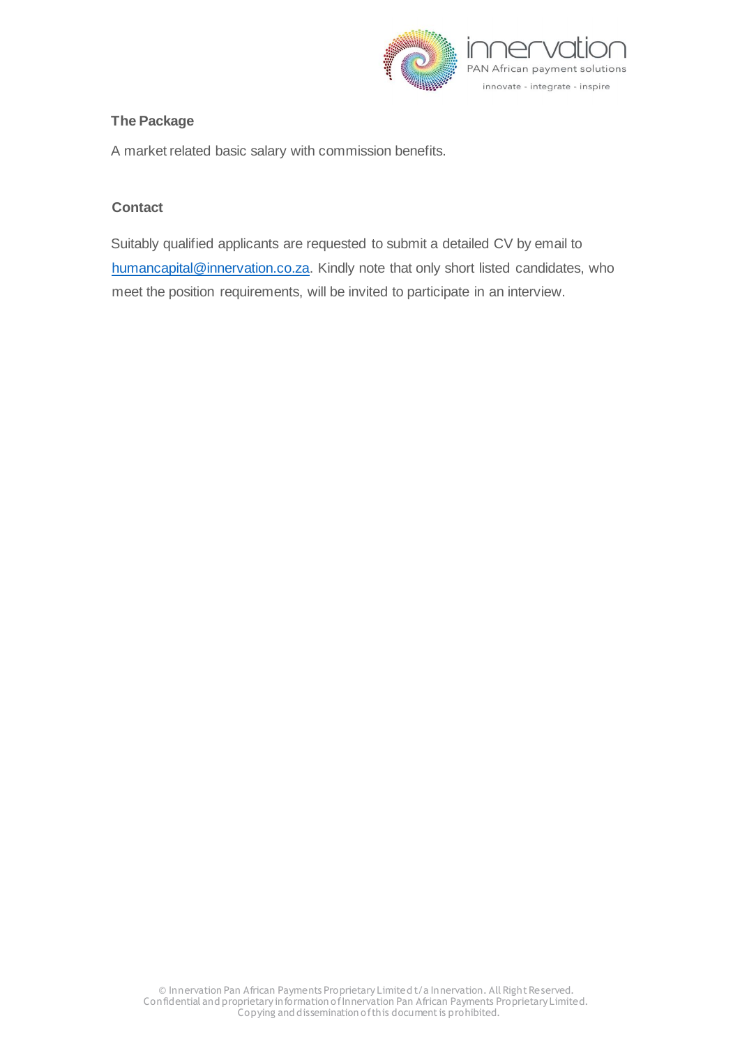**The Package**

A market related basic salary with commission benefits.

**Contact**

Suitably qualified applicants are requested to submit a detailed CV by email to humancapital@innervation.co.za. Kindly note that only short listed candidates, who meet the position requirements, will be invited to participate in an interview.